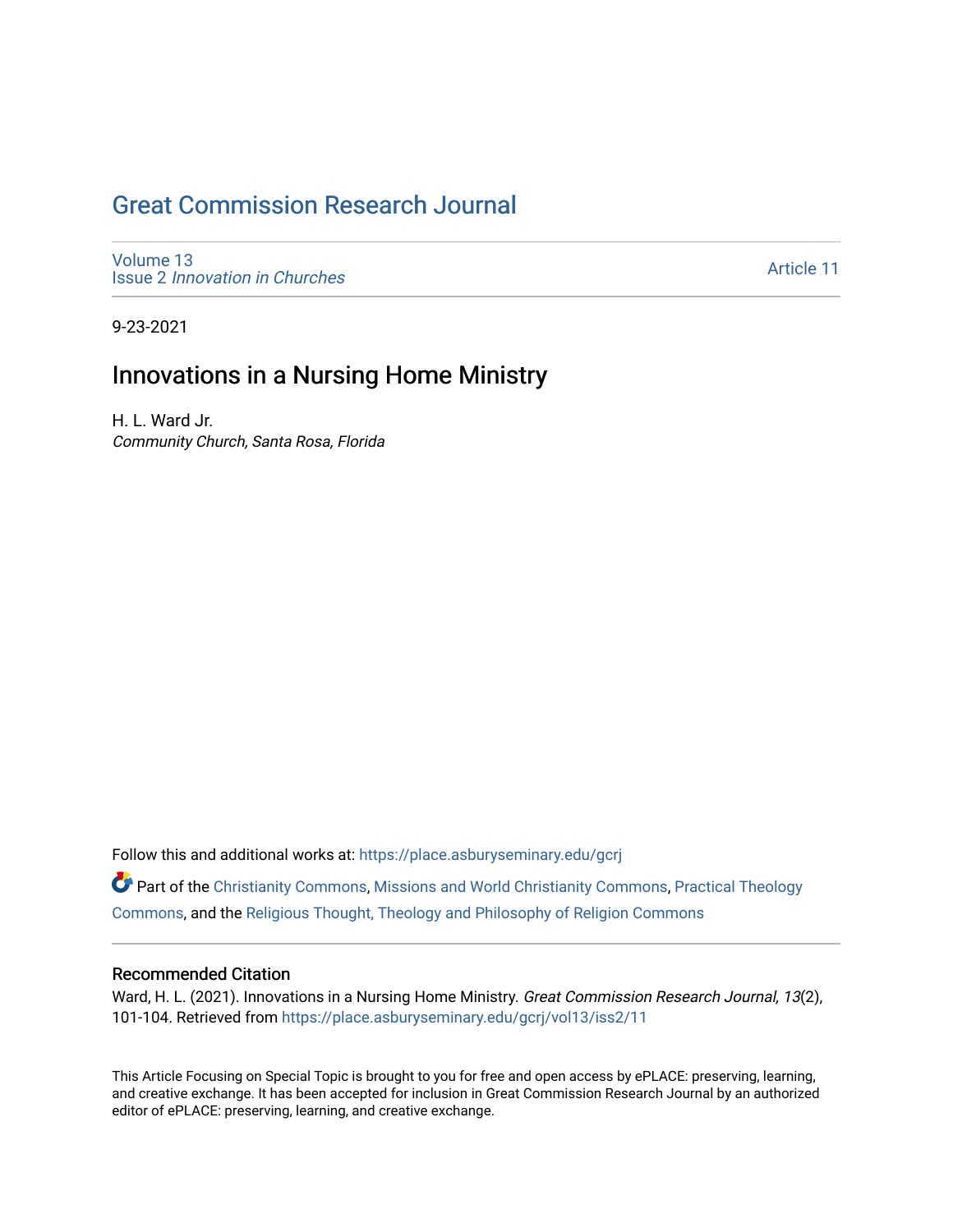# Great Commission Research Journal

Volume 13
Issue 2 *Innovation in Churches*

Article 11

9-23-2021

## Innovations in a Nursing Home Ministry

H. L. Ward Jr.
*Community Church, Santa Rosa, Florida*

Follow this and additional works at: https://place.asburyseminary.edu/gcrj

Part of the Christianity Commons, Missions and World Christianity Commons, Practical Theology Commons, and the Religious Thought, Theology and Philosophy of Religion Commons

### Recommended Citation

Ward, H. L. (2021). Innovations in a Nursing Home Ministry. *Great Commission Research Journal, 13*(2), 101-104. Retrieved from https://place.asburyseminary.edu/gcrj/vol13/iss2/11

This Article Focusing on Special Topic is brought to you for free and open access by ePLACE: preserving, learning, and creative exchange. It has been accepted for inclusion in Great Commission Research Journal by an authorized editor of ePLACE: preserving, learning, and creative exchange.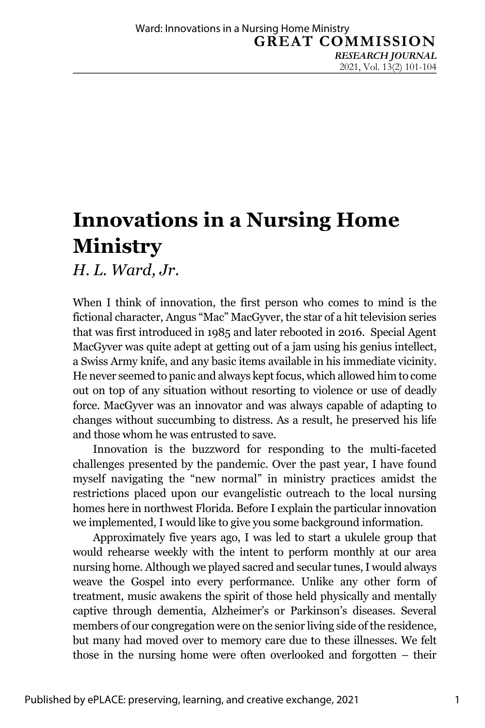# Innovations in a Nursing Home Ministry

*H. L. Ward, Jr.*

When I think of innovation, the first person who comes to mind is the fictional character, Angus "Mac" MacGyver, the star of a hit television series that was first introduced in 1985 and later rebooted in 2016. Special Agent MacGyver was quite adept at getting out of a jam using his genius intellect, a Swiss Army knife, and any basic items available in his immediate vicinity. He never seemed to panic and always kept focus, which allowed him to come out on top of any situation without resorting to violence or use of deadly force. MacGyver was an innovator and was always capable of adapting to changes without succumbing to distress. As a result, he preserved his life and those whom he was entrusted to save.

Innovation is the buzzword for responding to the multi-faceted challenges presented by the pandemic. Over the past year, I have found myself navigating the "new normal" in ministry practices amidst the restrictions placed upon our evangelistic outreach to the local nursing homes here in northwest Florida. Before I explain the particular innovation we implemented, I would like to give you some background information.

Approximately five years ago, I was led to start a ukulele group that would rehearse weekly with the intent to perform monthly at our area nursing home. Although we played sacred and secular tunes, I would always weave the Gospel into every performance. Unlike any other form of treatment, music awakens the spirit of those held physically and mentally captive through dementia, Alzheimer's or Parkinson's diseases. Several members of our congregation were on the senior living side of the residence, but many had moved over to memory care due to these illnesses. We felt those in the nursing home were often overlooked and forgotten – their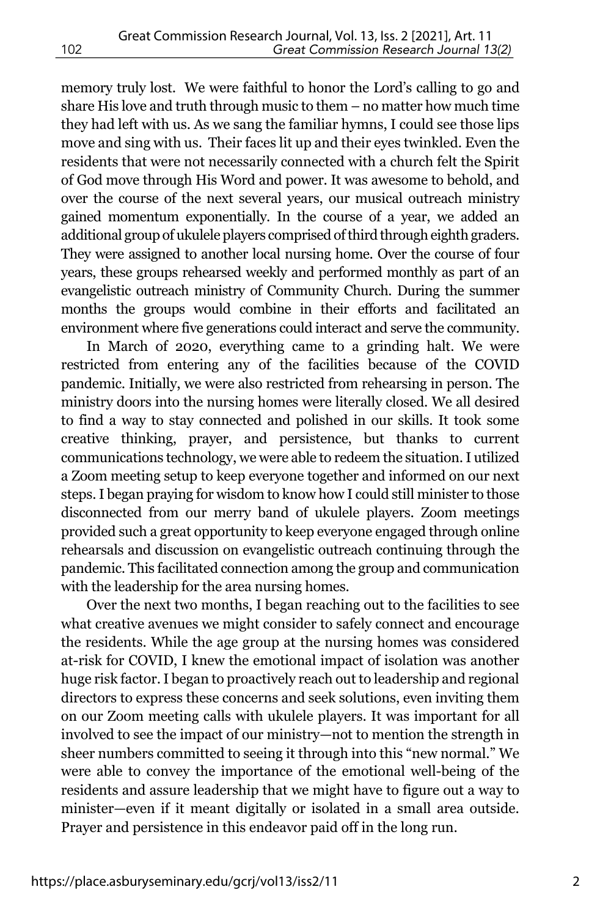memory truly lost. We were faithful to honor the Lord's calling to go and share His love and truth through music to them – no matter how much time they had left with us. As we sang the familiar hymns, I could see those lips move and sing with us. Their faces lit up and their eyes twinkled. Even the residents that were not necessarily connected with a church felt the Spirit of God move through His Word and power. It was awesome to behold, and over the course of the next several years, our musical outreach ministry gained momentum exponentially. In the course of a year, we added an additional group of ukulele players comprised of third through eighth graders. They were assigned to another local nursing home. Over the course of four years, these groups rehearsed weekly and performed monthly as part of an evangelistic outreach ministry of Community Church. During the summer months the groups would combine in their efforts and facilitated an environment where five generations could interact and serve the community.

In March of 2020, everything came to a grinding halt. We were restricted from entering any of the facilities because of the COVID pandemic. Initially, we were also restricted from rehearsing in person. The ministry doors into the nursing homes were literally closed. We all desired to find a way to stay connected and polished in our skills. It took some creative thinking, prayer, and persistence, but thanks to current communications technology, we were able to redeem the situation. I utilized a Zoom meeting setup to keep everyone together and informed on our next steps. I began praying for wisdom to know how I could still minister to those disconnected from our merry band of ukulele players. Zoom meetings provided such a great opportunity to keep everyone engaged through online rehearsals and discussion on evangelistic outreach continuing through the pandemic. This facilitated connection among the group and communication with the leadership for the area nursing homes.

Over the next two months, I began reaching out to the facilities to see what creative avenues we might consider to safely connect and encourage the residents. While the age group at the nursing homes was considered at-risk for COVID, I knew the emotional impact of isolation was another huge risk factor. I began to proactively reach out to leadership and regional directors to express these concerns and seek solutions, even inviting them on our Zoom meeting calls with ukulele players. It was important for all involved to see the impact of our ministry—not to mention the strength in sheer numbers committed to seeing it through into this "new normal." We were able to convey the importance of the emotional well-being of the residents and assure leadership that we might have to figure out a way to minister—even if it meant digitally or isolated in a small area outside. Prayer and persistence in this endeavor paid off in the long run.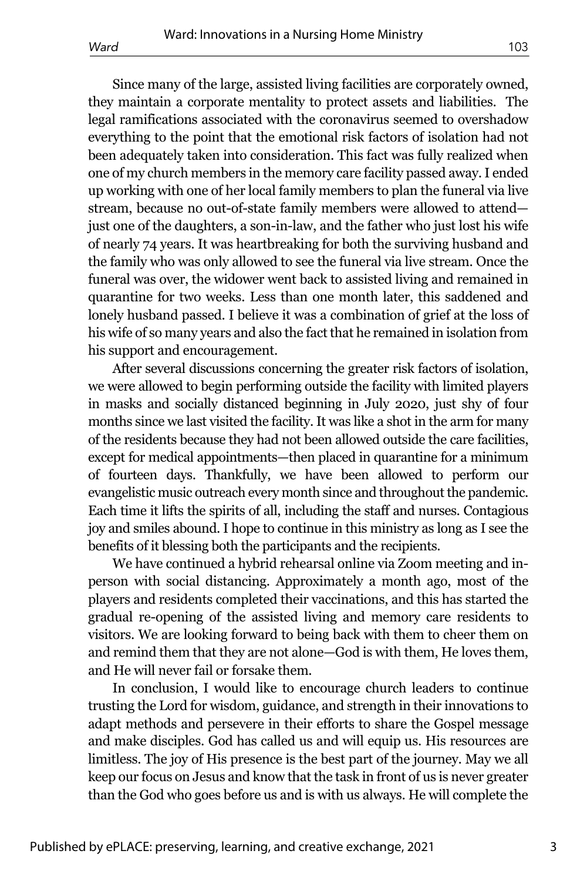Since many of the large, assisted living facilities are corporately owned, they maintain a corporate mentality to protect assets and liabilities. The legal ramifications associated with the coronavirus seemed to overshadow everything to the point that the emotional risk factors of isolation had not been adequately taken into consideration. This fact was fully realized when one of my church members in the memory care facility passed away. I ended up working with one of her local family members to plan the funeral via live stream, because no out-of-state family members were allowed to attend—just one of the daughters, a son-in-law, and the father who just lost his wife of nearly 74 years. It was heartbreaking for both the surviving husband and the family who was only allowed to see the funeral via live stream. Once the funeral was over, the widower went back to assisted living and remained in quarantine for two weeks. Less than one month later, this saddened and lonely husband passed. I believe it was a combination of grief at the loss of his wife of so many years and also the fact that he remained in isolation from his support and encouragement.

After several discussions concerning the greater risk factors of isolation, we were allowed to begin performing outside the facility with limited players in masks and socially distanced beginning in July 2020, just shy of four months since we last visited the facility. It was like a shot in the arm for many of the residents because they had not been allowed outside the care facilities, except for medical appointments—then placed in quarantine for a minimum of fourteen days. Thankfully, we have been allowed to perform our evangelistic music outreach every month since and throughout the pandemic. Each time it lifts the spirits of all, including the staff and nurses. Contagious joy and smiles abound. I hope to continue in this ministry as long as I see the benefits of it blessing both the participants and the recipients.

We have continued a hybrid rehearsal online via Zoom meeting and in-person with social distancing. Approximately a month ago, most of the players and residents completed their vaccinations, and this has started the gradual re-opening of the assisted living and memory care residents to visitors. We are looking forward to being back with them to cheer them on and remind them that they are not alone—God is with them, He loves them, and He will never fail or forsake them.

In conclusion, I would like to encourage church leaders to continue trusting the Lord for wisdom, guidance, and strength in their innovations to adapt methods and persevere in their efforts to share the Gospel message and make disciples. God has called us and will equip us. His resources are limitless. The joy of His presence is the best part of the journey. May we all keep our focus on Jesus and know that the task in front of us is never greater than the God who goes before us and is with us always. He will complete the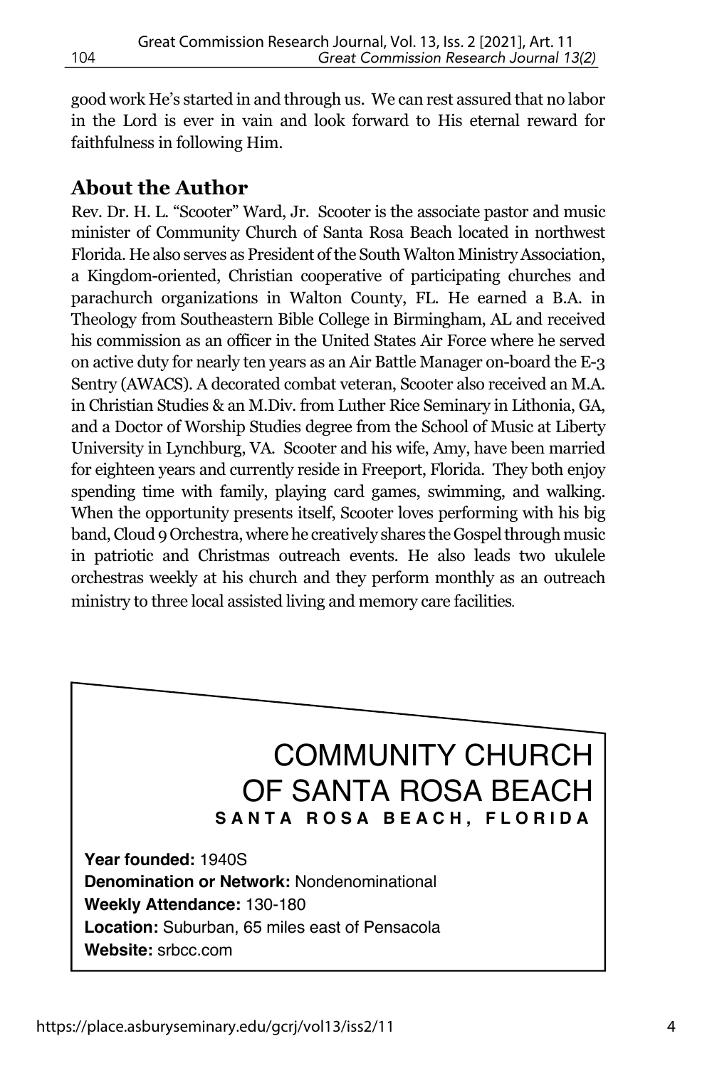good work He's started in and through us. We can rest assured that no labor in the Lord is ever in vain and look forward to His eternal reward for faithfulness in following Him.

## About the Author

Rev. Dr. H. L. "Scooter" Ward, Jr. Scooter is the associate pastor and music minister of Community Church of Santa Rosa Beach located in northwest Florida. He also serves as President of the South Walton Ministry Association, a Kingdom-oriented, Christian cooperative of participating churches and parachurch organizations in Walton County, FL. He earned a B.A. in Theology from Southeastern Bible College in Birmingham, AL and received his commission as an officer in the United States Air Force where he served on active duty for nearly ten years as an Air Battle Manager on-board the E-3 Sentry (AWACS). A decorated combat veteran, Scooter also received an M.A. in Christian Studies & an M.Div. from Luther Rice Seminary in Lithonia, GA, and a Doctor of Worship Studies degree from the School of Music at Liberty University in Lynchburg, VA. Scooter and his wife, Amy, have been married for eighteen years and currently reside in Freeport, Florida. They both enjoy spending time with family, playing card games, swimming, and walking. When the opportunity presents itself, Scooter loves performing with his big band, Cloud 9 Orchestra, where he creatively shares the Gospel through music in patriotic and Christmas outreach events. He also leads two ukulele orchestras weekly at his church and they perform monthly as an outreach ministry to three local assisted living and memory care facilities.

## COMMUNITY CHURCH OF SANTA ROSA BEACH

**SANTA ROSA BEACH, FLORIDA**

**Year founded:** 1940S
**Denomination or Network:** Nondenominational
**Weekly Attendance:** 130-180
**Location:** Suburban, 65 miles east of Pensacola
**Website:** srbcc.com